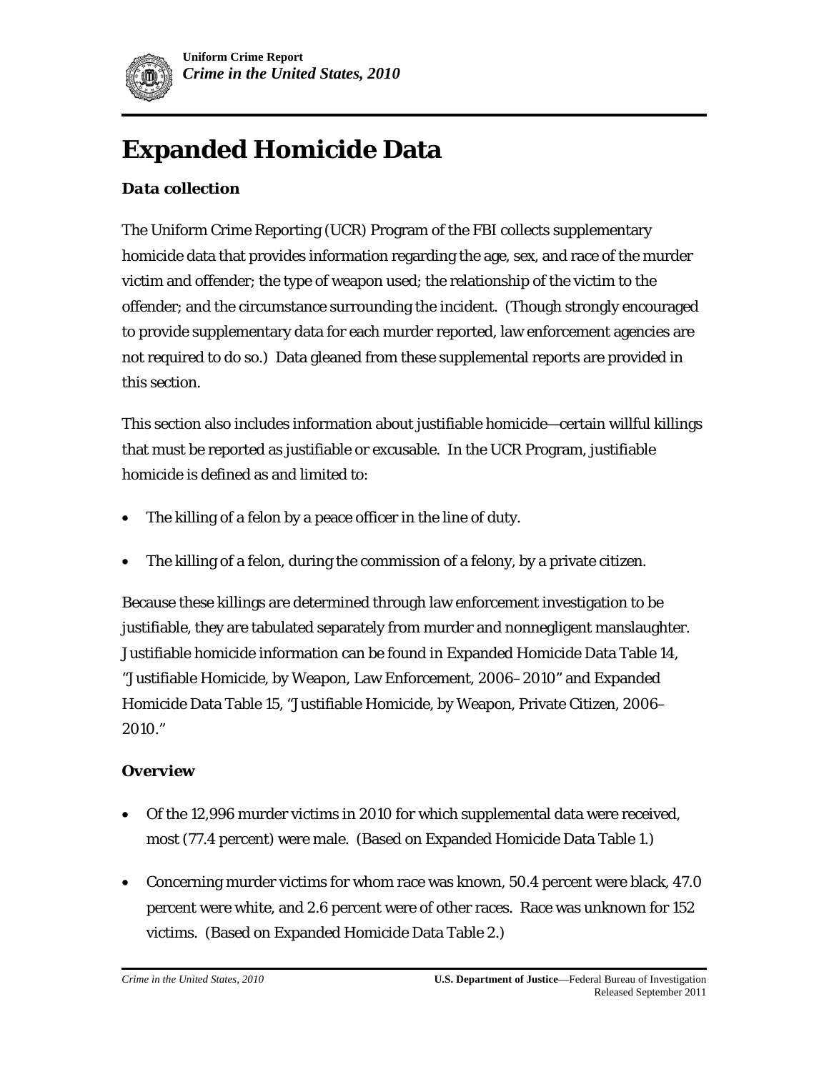# Expanded Homicide Data

### Data collection

The Uniform Crime Reporting (UCR) Program of the FBI collects supplementary homicide data that provides information regarding the age, sex, and race of the murder victim and offender; the type of weapon used; the relationship of the victim to the offender; and the circumstance surrounding the incident. (Though strongly encouraged to provide supplementary data for each murder reported, law enforcement agencies are not required to do so.) Data gleaned from these supplemental reports are provided in this section.

This section also includes information about justifiable homicide—certain willful killings that must be reported as justifiable or excusable. In the UCR Program, justifiable homicide is defined as and limited to:

- The killing of a felon by a peace officer in the line of duty.
- The killing of a felon, during the commission of a felony, by a private citizen.

Because these killings are determined through law enforcement investigation to be justifiable, they are tabulated separately from murder and nonnegligent manslaughter. Justifiable homicide information can be found in Expanded Homicide Data Table 14, "Justifiable Homicide, by Weapon, Law Enforcement, 2006–2010" and Expanded Homicide Data Table 15, "Justifiable Homicide, by Weapon, Private Citizen, 2006–2010."

### Overview

- Of the 12,996 murder victims in 2010 for which supplemental data were received, most (77.4 percent) were male. (Based on Expanded Homicide Data Table 1.)
- Concerning murder victims for whom race was known, 50.4 percent were black, 47.0 percent were white, and 2.6 percent were of other races. Race was unknown for 152 victims. (Based on Expanded Homicide Data Table 2.)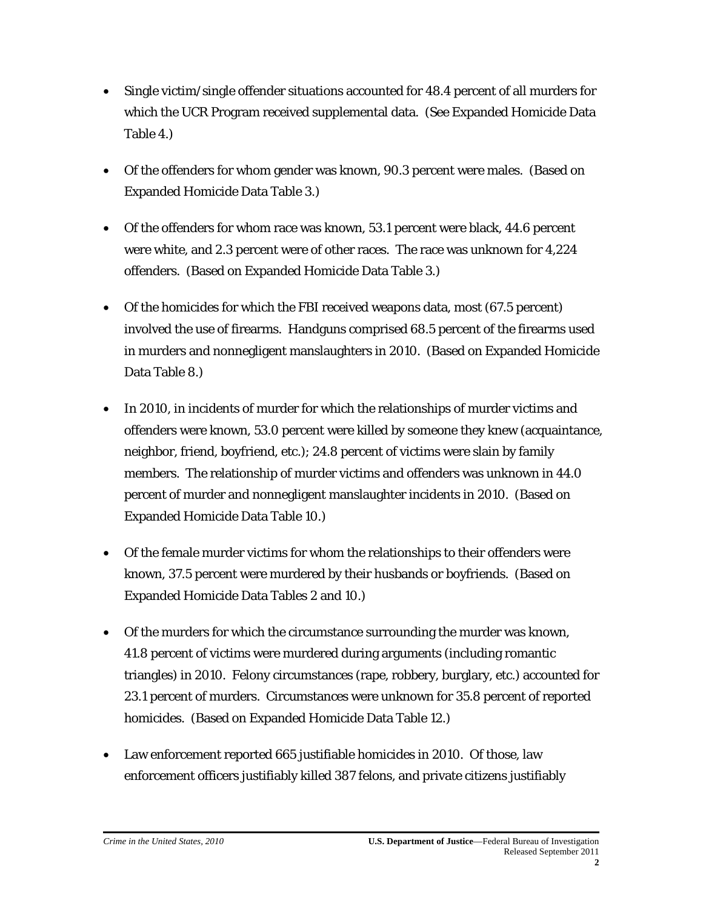- Single victim/single offender situations accounted for 48.4 percent of all murders for which the UCR Program received supplemental data. (See Expanded Homicide Data Table 4.)

- Of the offenders for whom gender was known, 90.3 percent were males. (Based on Expanded Homicide Data Table 3.)

- Of the offenders for whom race was known, 53.1 percent were black, 44.6 percent were white, and 2.3 percent were of other races. The race was unknown for 4,224 offenders. (Based on Expanded Homicide Data Table 3.)

- Of the homicides for which the FBI received weapons data, most (67.5 percent) involved the use of firearms. Handguns comprised 68.5 percent of the firearms used in murders and nonnegligent manslaughters in 2010. (Based on Expanded Homicide Data Table 8.)

- In 2010, in incidents of murder for which the relationships of murder victims and offenders were known, 53.0 percent were killed by someone they knew (acquaintance, neighbor, friend, boyfriend, etc.); 24.8 percent of victims were slain by family members. The relationship of murder victims and offenders was unknown in 44.0 percent of murder and nonnegligent manslaughter incidents in 2010. (Based on Expanded Homicide Data Table 10.)

- Of the female murder victims for whom the relationships to their offenders were known, 37.5 percent were murdered by their husbands or boyfriends. (Based on Expanded Homicide Data Tables 2 and 10.)

- Of the murders for which the circumstance surrounding the murder was known, 41.8 percent of victims were murdered during arguments (including romantic triangles) in 2010. Felony circumstances (rape, robbery, burglary, etc.) accounted for 23.1 percent of murders. Circumstances were unknown for 35.8 percent of reported homicides. (Based on Expanded Homicide Data Table 12.)

- Law enforcement reported 665 justifiable homicides in 2010. Of those, law enforcement officers justifiably killed 387 felons, and private citizens justifiably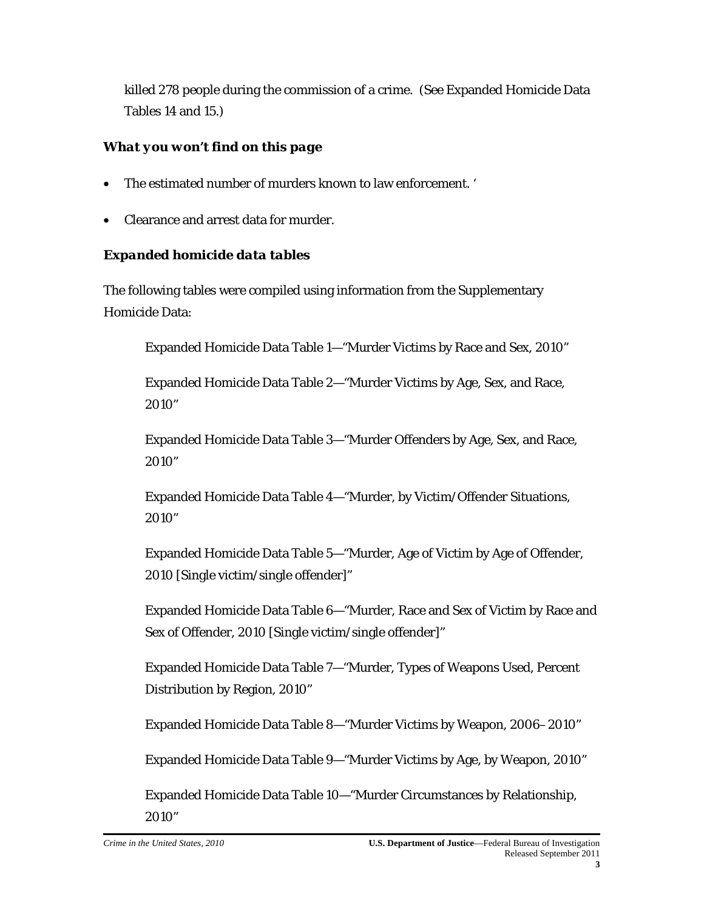killed 278 people during the commission of a crime. (See Expanded Homicide Data Tables 14 and 15.)

### *What you won't find on this page*

- The estimated number of murders known to law enforcement. '
- Clearance and arrest data for murder.

### *Expanded homicide data tables*

The following tables were compiled using information from the Supplementary Homicide Data:

Expanded Homicide Data Table 1—"Murder Victims by Race and Sex, 2010"

Expanded Homicide Data Table 2—"Murder Victims by Age, Sex, and Race, 2010"

Expanded Homicide Data Table 3—"Murder Offenders by Age, Sex, and Race, 2010"

Expanded Homicide Data Table 4—"Murder, by Victim/Offender Situations, 2010"

Expanded Homicide Data Table 5—"Murder, Age of Victim by Age of Offender, 2010 [Single victim/single offender]"

Expanded Homicide Data Table 6—"Murder, Race and Sex of Victim by Race and Sex of Offender, 2010 [Single victim/single offender]"

Expanded Homicide Data Table 7—"Murder, Types of Weapons Used, Percent Distribution by Region, 2010"

Expanded Homicide Data Table 8—"Murder Victims by Weapon, 2006–2010"

Expanded Homicide Data Table 9—"Murder Victims by Age, by Weapon, 2010"

Expanded Homicide Data Table 10—"Murder Circumstances by Relationship, 2010"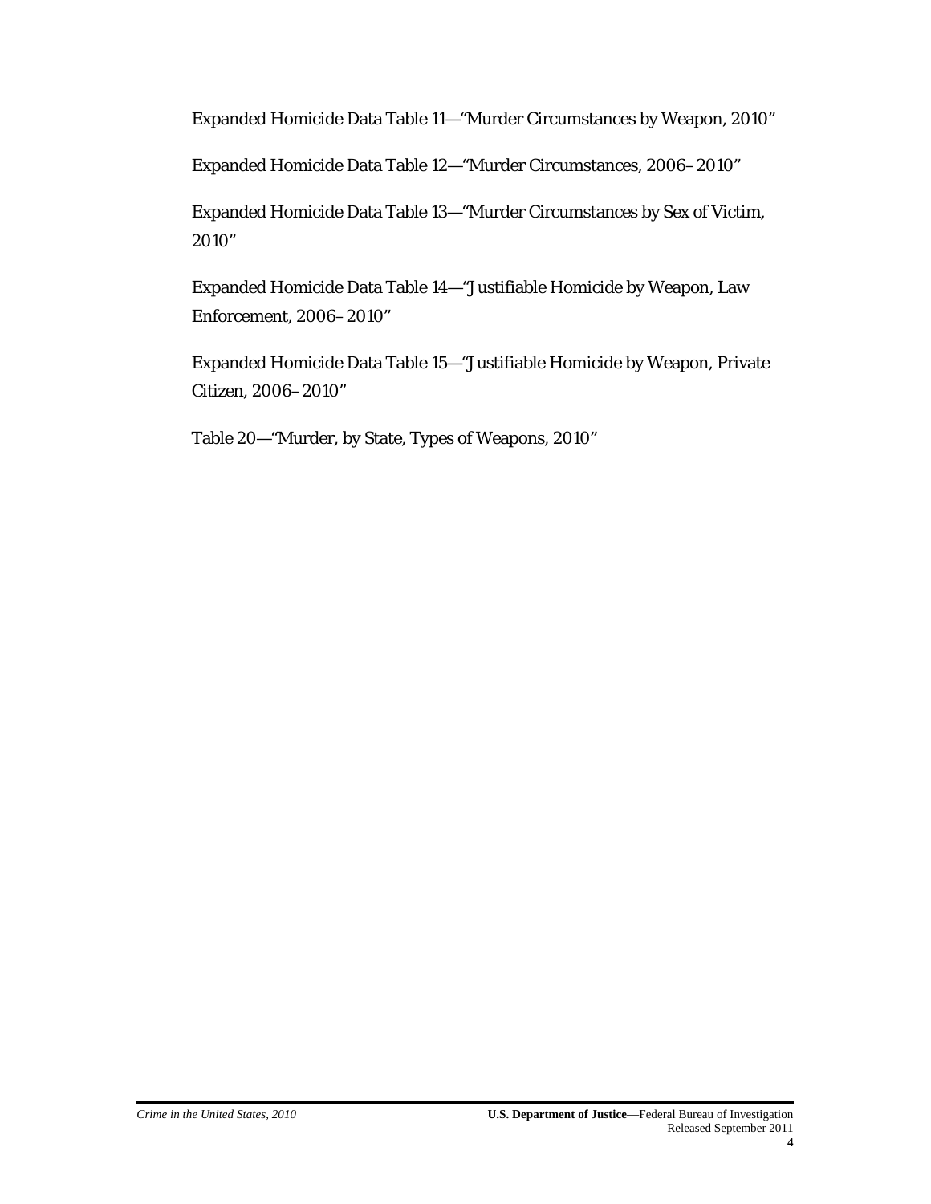Expanded Homicide Data Table 11—"Murder Circumstances by Weapon, 2010"

Expanded Homicide Data Table 12—"Murder Circumstances, 2006–2010"

Expanded Homicide Data Table 13—"Murder Circumstances by Sex of Victim, 2010"

Expanded Homicide Data Table 14—"Justifiable Homicide by Weapon, Law Enforcement, 2006–2010"

Expanded Homicide Data Table 15—"Justifiable Homicide by Weapon, Private Citizen, 2006–2010"

Table 20—"Murder, by State, Types of Weapons, 2010"